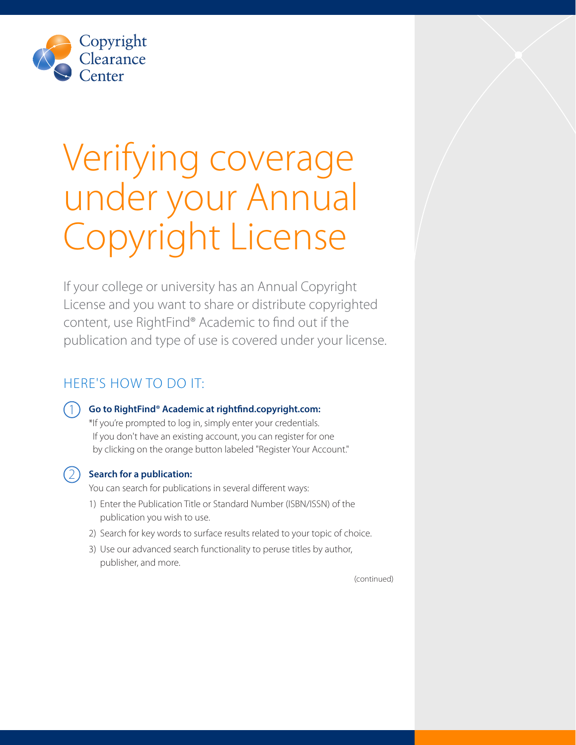Copyright Clearance Center

# Verifying coverage under your Annual Copyright License

If your college or university has an Annual Copyright License and you want to share or distribute copyrighted content, use RightFind® Academic to find out if the publication and type of use is covered under your license.

## HERE'S HOW TO DO IT:

1. **Go to RightFind® Academic at rightfind.copyright.com:**
   *If you're prompted to log in, simply enter your credentials. If you don't have an existing account, you can register for one by clicking on the orange button labeled "Register Your Account."

2. **Search for a publication:**
   You can search for publications in several different ways:
   1) Enter the Publication Title or Standard Number (ISBN/ISSN) of the publication you wish to use.
   2) Search for key words to surface results related to your topic of choice.
   3) Use our advanced search functionality to peruse titles by author, publisher, and more.

(continued)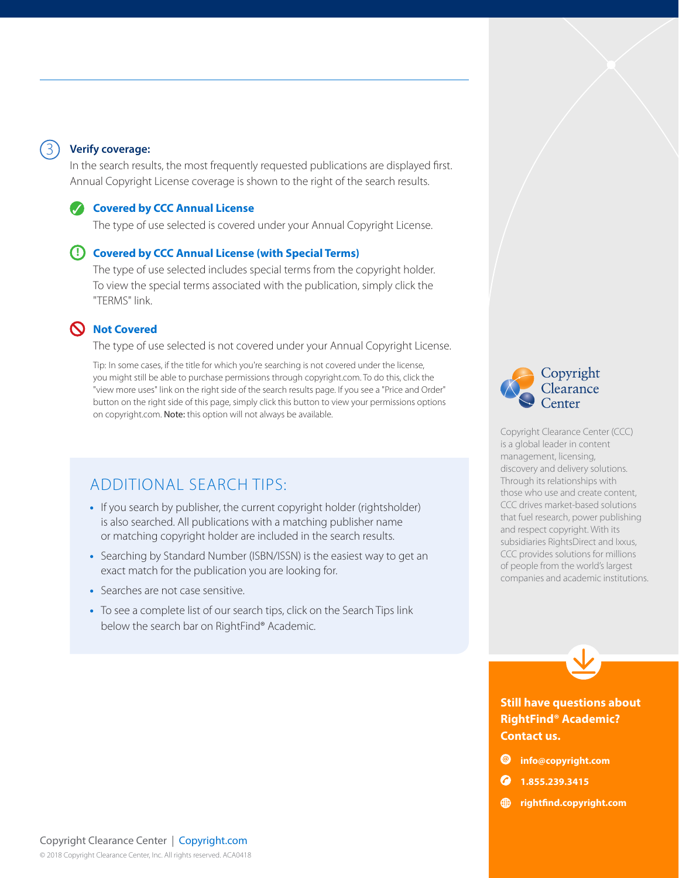### 3 Verify coverage:

In the search results, the most frequently requested publications are displayed first. Annual Copyright License coverage is shown to the right of the search results.

**Covered by CCC Annual License**

The type of use selected is covered under your Annual Copyright License.

**Covered by CCC Annual License (with Special Terms)**

The type of use selected includes special terms from the copyright holder. To view the special terms associated with the publication, simply click the "TERMS" link.

**Not Covered**

The type of use selected is not covered under your Annual Copyright License.

Tip: In some cases, if the title for which you're searching is not covered under the license, you might still be able to purchase permissions through copyright.com. To do this, click the "view more uses" link on the right side of the search results page. If you see a "Price and Order" button on the right side of this page, simply click this button to view your permissions options on copyright.com. **Note:** this option will not always be available.

## ADDITIONAL SEARCH TIPS:

- If you search by publisher, the current copyright holder (rightsholder) is also searched. All publications with a matching publisher name or matching copyright holder are included in the search results.
- Searching by Standard Number (ISBN/ISSN) is the easiest way to get an exact match for the publication you are looking for.
- Searches are not case sensitive.
- To see a complete list of our search tips, click on the Search Tips link below the search bar on RightFind® Academic.

Copyright Clearance Center

Copyright Clearance Center (CCC) is a global leader in content management, licensing, discovery and delivery solutions. Through its relationships with those who use and create content, CCC drives market-based solutions that fuel research, power publishing and respect copyright. With its subsidiaries RightsDirect and Ixxus, CCC provides solutions for millions of people from the world's largest companies and academic institutions.

**Still have questions about RightFind® Academic? Contact us.**

- **info@copyright.com**
- **1.855.239.3415**
- **rightfind.copyright.com**

Copyright Clearance Center | Copyright.com

© 2018 Copyright Clearance Center, Inc. All rights reserved. ACA0418